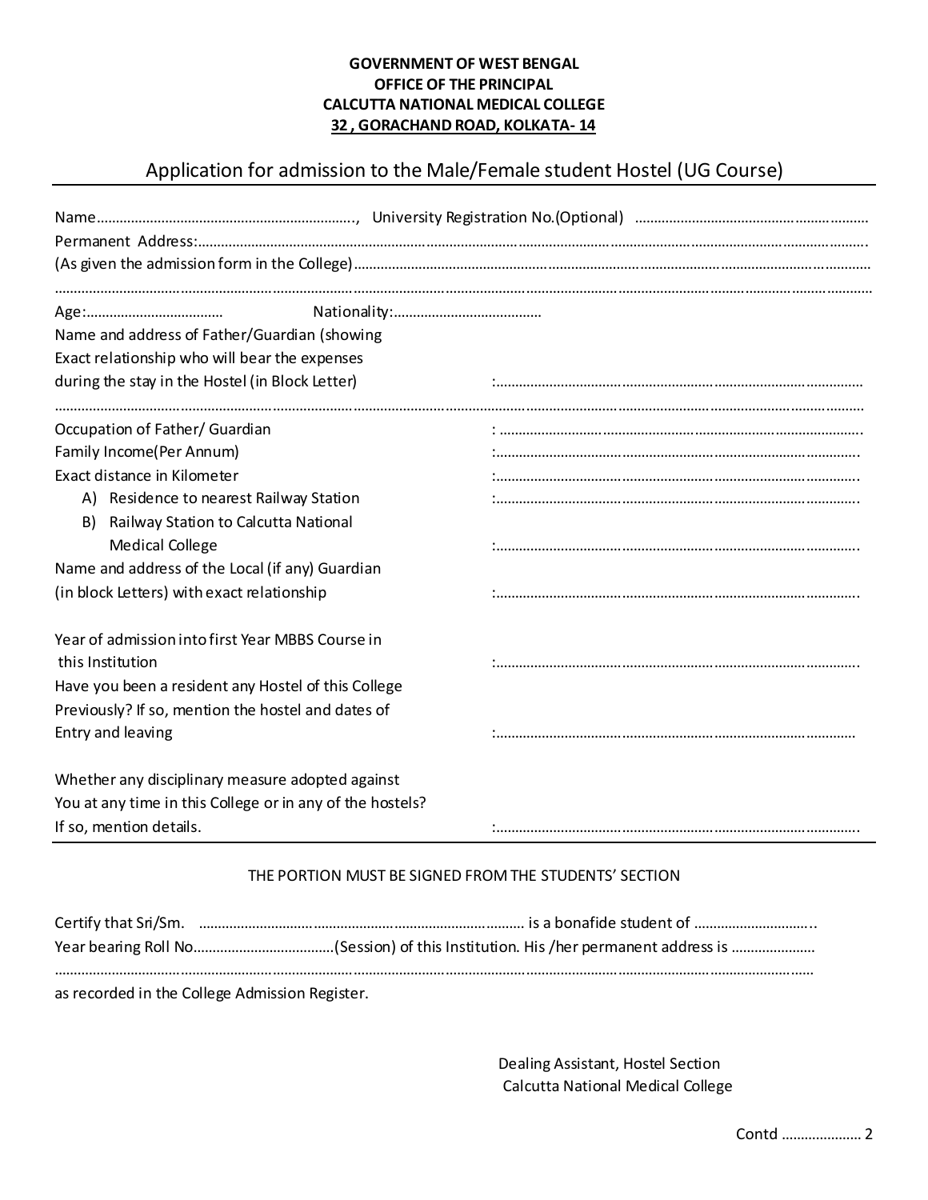**GOVERNMENT OF WEST BENGAL**
**OFFICE OF THE PRINCIPAL**
**CALCUTTA NATIONAL MEDICAL COLLEGE**
**32 , GORACHAND ROAD, KOLKATA- 14**

## Application for admission to the Male/Female student Hostel (UG Course)

Name…………………………………………………………., University Registration No.(Optional) …………………………………………………

Permanent Address:……………………………………………………………………………………………………………………………………………

(As given the admission form in the College)……………………………………………………………………………………………………………

……………………………………………………………………………………………………………………………………………………………………………

Age:……………………………… Nationality:…………………………………

Name and address of Father/Guardian (showing Exact relationship who will bear the expenses during the stay in the Hostel (in Block Letter) :…………………………………………………………………………………

……………………………………………………………………………………………………………………………………………………………………………

Occupation of Father/ Guardian : ……………………………………………………………………………….

Family Income(Per Annum) :……………………………………………………………………………….

Exact distance in Kilometer :……………………………………………………………………………….

A) Residence to nearest Railway Station :……………………………………………………………………………….

B) Railway Station to Calcutta National Medical College :……………………………………………………………………………….

Name and address of the Local (if any) Guardian (in block Letters) with exact relationship :……………………………………………………………………………….

Year of admission into first Year MBBS Course in this Institution :……………………………………………………………………………….

Have you been a resident any Hostel of this College Previously? If so, mention the hostel and dates of Entry and leaving :……………………………………………………………………………….

Whether any disciplinary measure adopted against You at any time in this College or in any of the hostels? If so, mention details. :……………………………………………………………………………….

---

THE PORTION MUST BE SIGNED FROM THE STUDENTS' SECTION

Certify that Sri/Sm. ……………………………………………………………………… is a bonafide student of …………………………..

Year bearing Roll No……………………………….(Session) of this Institution. His /her permanent address is ………………….

……………………………………………………………………………………………………………………………………………………………………

as recorded in the College Admission Register.

Dealing Assistant, Hostel Section
Calcutta National Medical College

Contd ………………… 2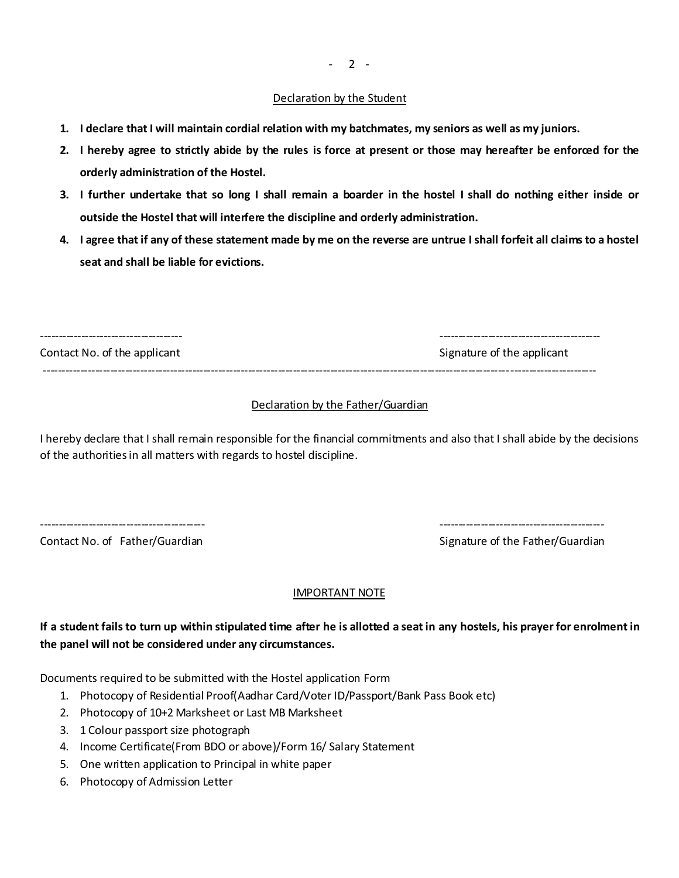## Declaration by the Student

1. **I declare that I will maintain cordial relation with my batchmates, my seniors as well as my juniors.**
2. **I hereby agree to strictly abide by the rules is force at present or those may hereafter be enforced for the orderly administration of the Hostel.**
3. **I further undertake that so long I shall remain a boarder in the hostel I shall do nothing either inside or outside the Hostel that will interfere the discipline and orderly administration.**
4. **I agree that if any of these statement made by me on the reverse are untrue I shall forfeit all claims to a hostel seat and shall be liable for evictions.**

------------------------------------ ----------------------------------------

Contact No. of the applicant Signature of the applicant

---

## Declaration by the Father/Guardian

I hereby declare that I shall remain responsible for the financial commitments and also that I shall abide by the decisions of the authorities in all matters with regards to hostel discipline.

------------------------------------------ ------------------------------------------

Contact No. of Father/Guardian Signature of the Father/Guardian

## IMPORTANT NOTE

**If a student fails to turn up within stipulated time after he is allotted a seat in any hostels, his prayer for enrolment in the panel will not be considered under any circumstances.**

Documents required to be submitted with the Hostel application Form

1. Photocopy of Residential Proof(Aadhar Card/Voter ID/Passport/Bank Pass Book etc)
2. Photocopy of 10+2 Marksheet or Last MB Marksheet
3. 1 Colour passport size photograph
4. Income Certificate(From BDO or above)/Form 16/ Salary Statement
5. One written application to Principal in white paper
6. Photocopy of Admission Letter